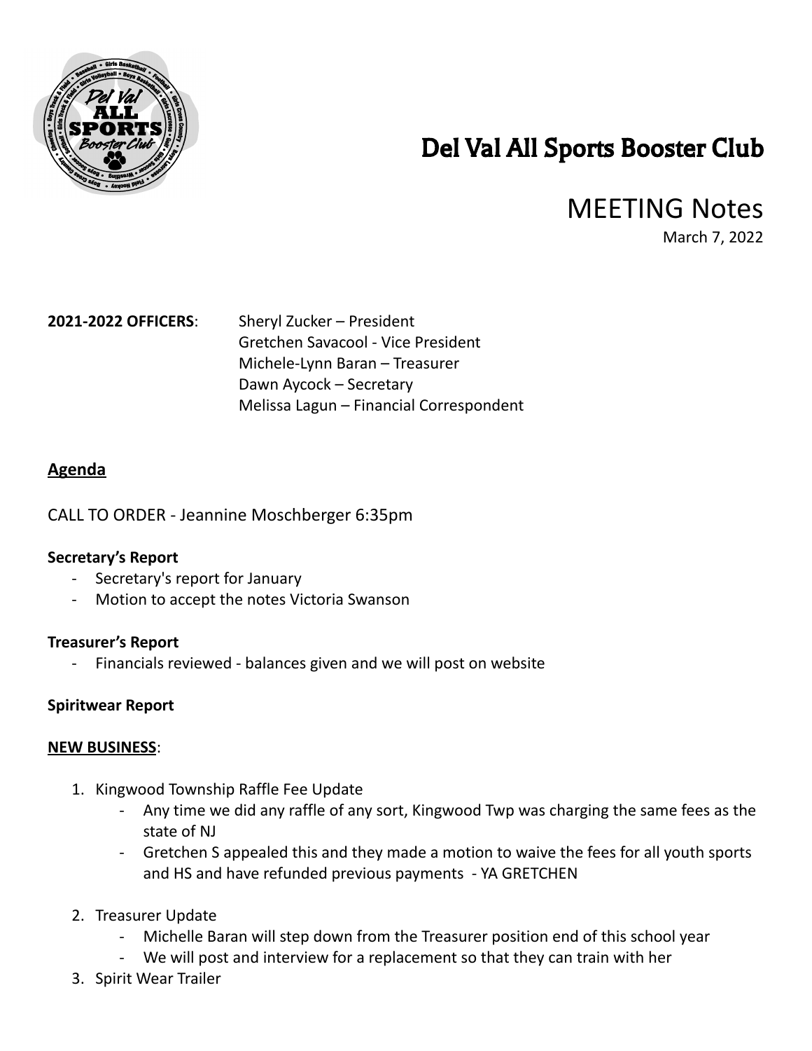# Del Val All Sports Booster Club

## MEETING Notes

March 7, 2022

**2021-2022 OFFICERS**: Sheryl Zucker – President
Gretchen Savacool - Vice President
Michele-Lynn Baran – Treasurer
Dawn Aycock – Secretary
Melissa Lagun – Financial Correspondent

### Agenda

CALL TO ORDER - Jeannine Moschberger 6:35pm

**Secretary's Report**

- Secretary's report for January
- Motion to accept the notes Victoria Swanson

**Treasurer's Report**

- Financials reviewed - balances given and we will post on website

**Spiritwear Report**

**NEW BUSINESS**:

1. Kingwood Township Raffle Fee Update
    - Any time we did any raffle of any sort, Kingwood Twp was charging the same fees as the state of NJ
    - Gretchen S appealed this and they made a motion to waive the fees for all youth sports and HS and have refunded previous payments - YA GRETCHEN
2. Treasurer Update
    - Michelle Baran will step down from the Treasurer position end of this school year
    - We will post and interview for a replacement so that they can train with her
3. Spirit Wear Trailer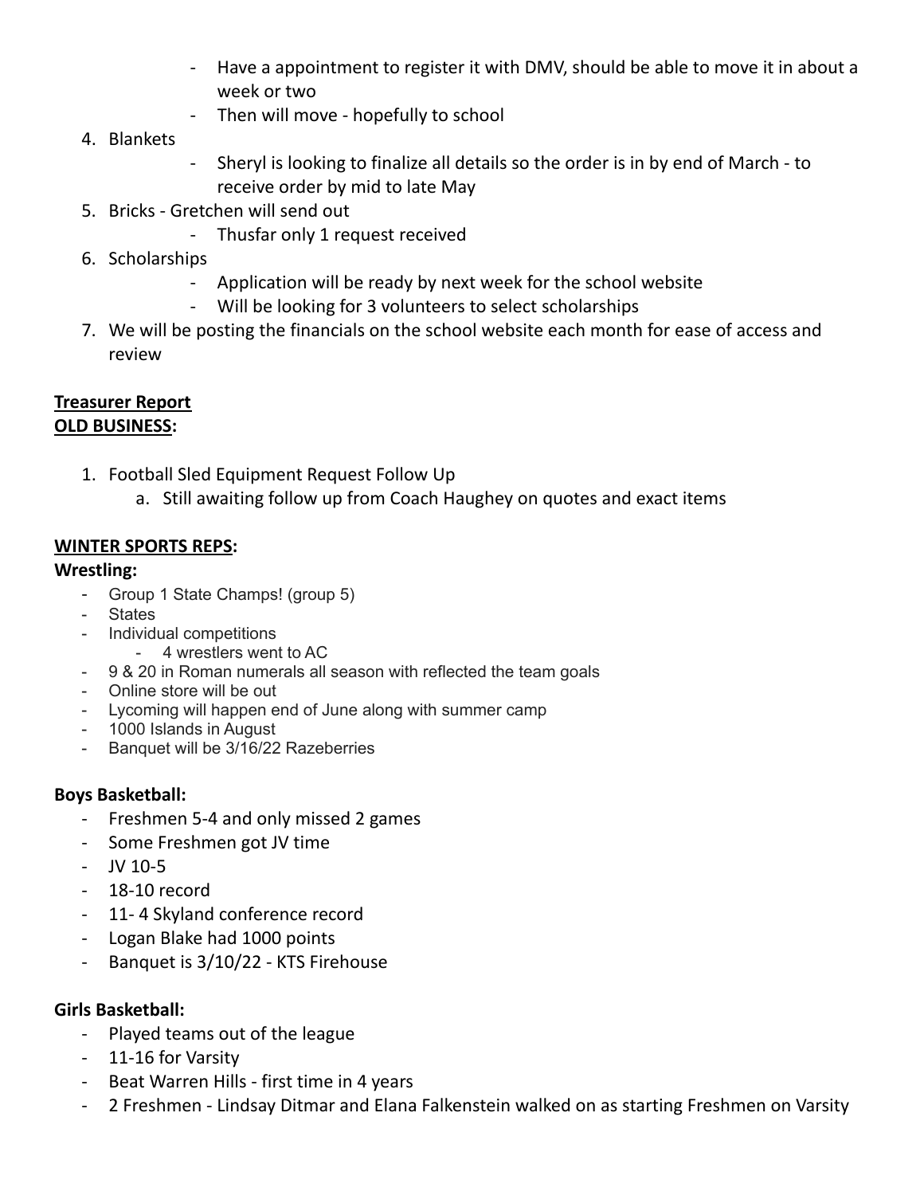- Have a appointment to register it with DMV, should be able to move it in about a week or two
- Then will move - hopefully to school

4. Blankets
   - Sheryl is looking to finalize all details so the order is in by end of March - to receive order by mid to late May
5. Bricks - Gretchen will send out
   - Thusfar only 1 request received
6. Scholarships
   - Application will be ready by next week for the school website
   - Will be looking for 3 volunteers to select scholarships
7. We will be posting the financials on the school website each month for ease of access and review

**Treasurer Report**

**OLD BUSINESS:**

1. Football Sled Equipment Request Follow Up
   a. Still awaiting follow up from Coach Haughey on quotes and exact items

**WINTER SPORTS REPS:**

**Wrestling:**

- Group 1 State Champs! (group 5)
- States
- Individual competitions
  - 4 wrestlers went to AC
- 9 & 20 in Roman numerals all season with reflected the team goals
- Online store will be out
- Lycoming will happen end of June along with summer camp
- 1000 Islands in August
- Banquet will be 3/16/22 Razeberries

**Boys Basketball:**

- Freshmen 5-4 and only missed 2 games
- Some Freshmen got JV time
- JV 10-5
- 18-10 record
- 11- 4 Skyland conference record
- Logan Blake had 1000 points
- Banquet is 3/10/22 - KTS Firehouse

**Girls Basketball:**

- Played teams out of the league
- 11-16 for Varsity
- Beat Warren Hills - first time in 4 years
- 2 Freshmen - Lindsay Ditmar and Elana Falkenstein walked on as starting Freshmen on Varsity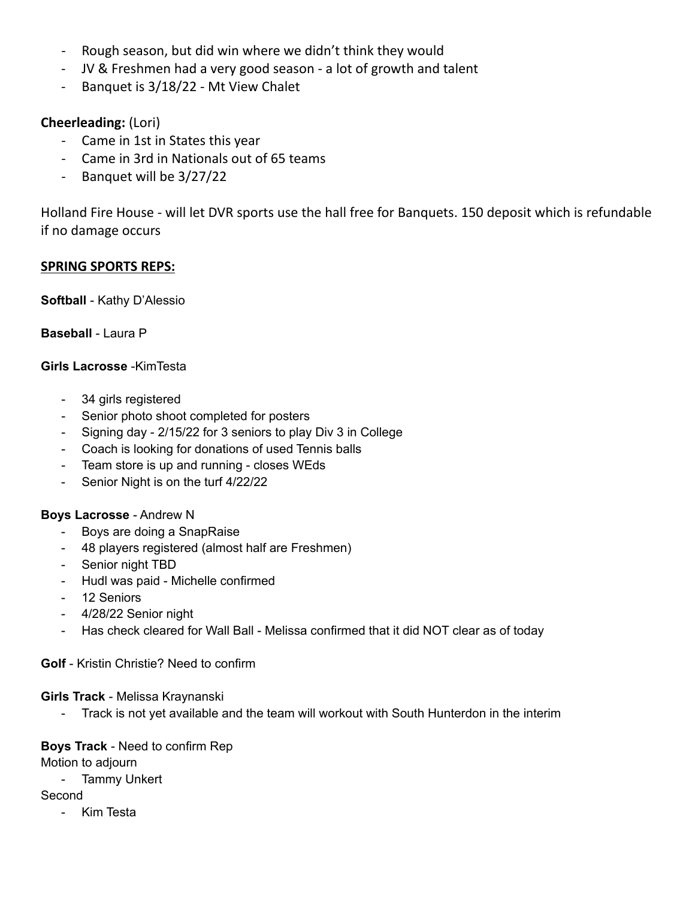- Rough season, but did win where we didn't think they would
- JV & Freshmen had a very good season - a lot of growth and talent
- Banquet is 3/18/22 - Mt View Chalet

**Cheerleading:** (Lori)

- Came in 1st in States this year
- Came in 3rd in Nationals out of 65 teams
- Banquet will be 3/27/22

Holland Fire House - will let DVR sports use the hall free for Banquets. 150 deposit which is refundable if no damage occurs

**SPRING SPORTS REPS:**

**Softball** - Kathy D'Alessio

**Baseball** - Laura P

**Girls Lacrosse** -KimTesta

- 34 girls registered
- Senior photo shoot completed for posters
- Signing day - 2/15/22 for 3 seniors to play Div 3 in College
- Coach is looking for donations of used Tennis balls
- Team store is up and running - closes WEds
- Senior Night is on the turf 4/22/22

**Boys Lacrosse** - Andrew N

- Boys are doing a SnapRaise
- 48 players registered (almost half are Freshmen)
- Senior night TBD
- Hudl was paid - Michelle confirmed
- 12 Seniors
- 4/28/22 Senior night
- Has check cleared for Wall Ball - Melissa confirmed that it did NOT clear as of today

**Golf** - Kristin Christie? Need to confirm

**Girls Track** - Melissa Kraynanski

- Track is not yet available and the team will workout with South Hunterdon in the interim

**Boys Track** - Need to confirm Rep

Motion to adjourn

- Tammy Unkert

Second

- Kim Testa